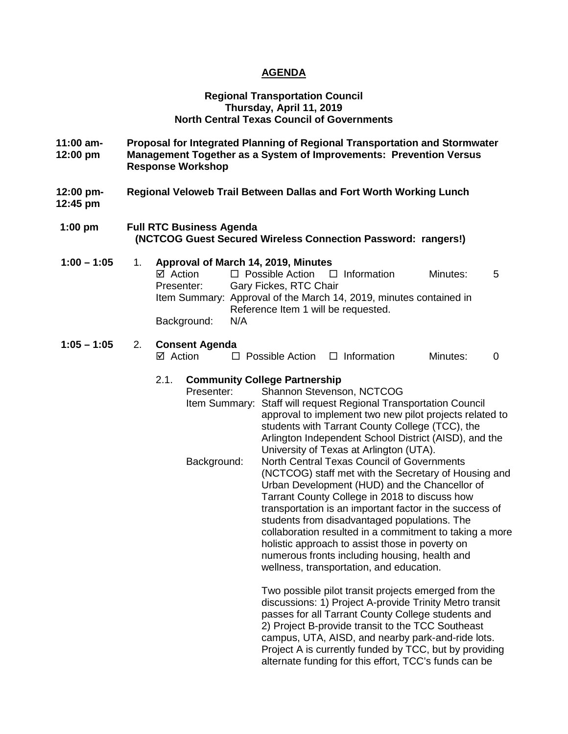# AGENDA

**Regional Transportation Council**
**Thursday, April 11, 2019**
**North Central Texas Council of Governments**

**11:00 am-12:00 pm** **Proposal for Integrated Planning of Regional Transportation and Stormwater Management Together as a System of Improvements: Prevention Versus Response Workshop**

**12:00 pm-12:45 pm** **Regional Veloweb Trail Between Dallas and Fort Worth Working Lunch**

**1:00 pm** **Full RTC Business Agenda**
**(NCTCOG Guest Secured Wireless Connection Password: rangers!)**

**1:00 – 1:05** 1. **Approval of March 14, 2019, Minutes**

☑ Action ☐ Possible Action ☐ Information Minutes: 5

Presenter: Gary Fickes, RTC Chair

Item Summary: Approval of the March 14, 2019, minutes contained in Reference Item 1 will be requested.

Background: N/A

**1:05 – 1:05** 2. **Consent Agenda**

☑ Action ☐ Possible Action ☐ Information Minutes: 0

2.1. **Community College Partnership**

Presenter: Shannon Stevenson, NCTCOG

Item Summary: Staff will request Regional Transportation Council approval to implement two new pilot projects related to students with Tarrant County College (TCC), the Arlington Independent School District (AISD), and the University of Texas at Arlington (UTA).

Background: North Central Texas Council of Governments (NCTCOG) staff met with the Secretary of Housing and Urban Development (HUD) and the Chancellor of Tarrant County College in 2018 to discuss how transportation is an important factor in the success of students from disadvantaged populations. The collaboration resulted in a commitment to taking a more holistic approach to assist those in poverty on numerous fronts including housing, health and wellness, transportation, and education.

Two possible pilot transit projects emerged from the discussions: 1) Project A-provide Trinity Metro transit passes for all Tarrant County College students and 2) Project B-provide transit to the TCC Southeast campus, UTA, AISD, and nearby park-and-ride lots. Project A is currently funded by TCC, but by providing alternate funding for this effort, TCC's funds can be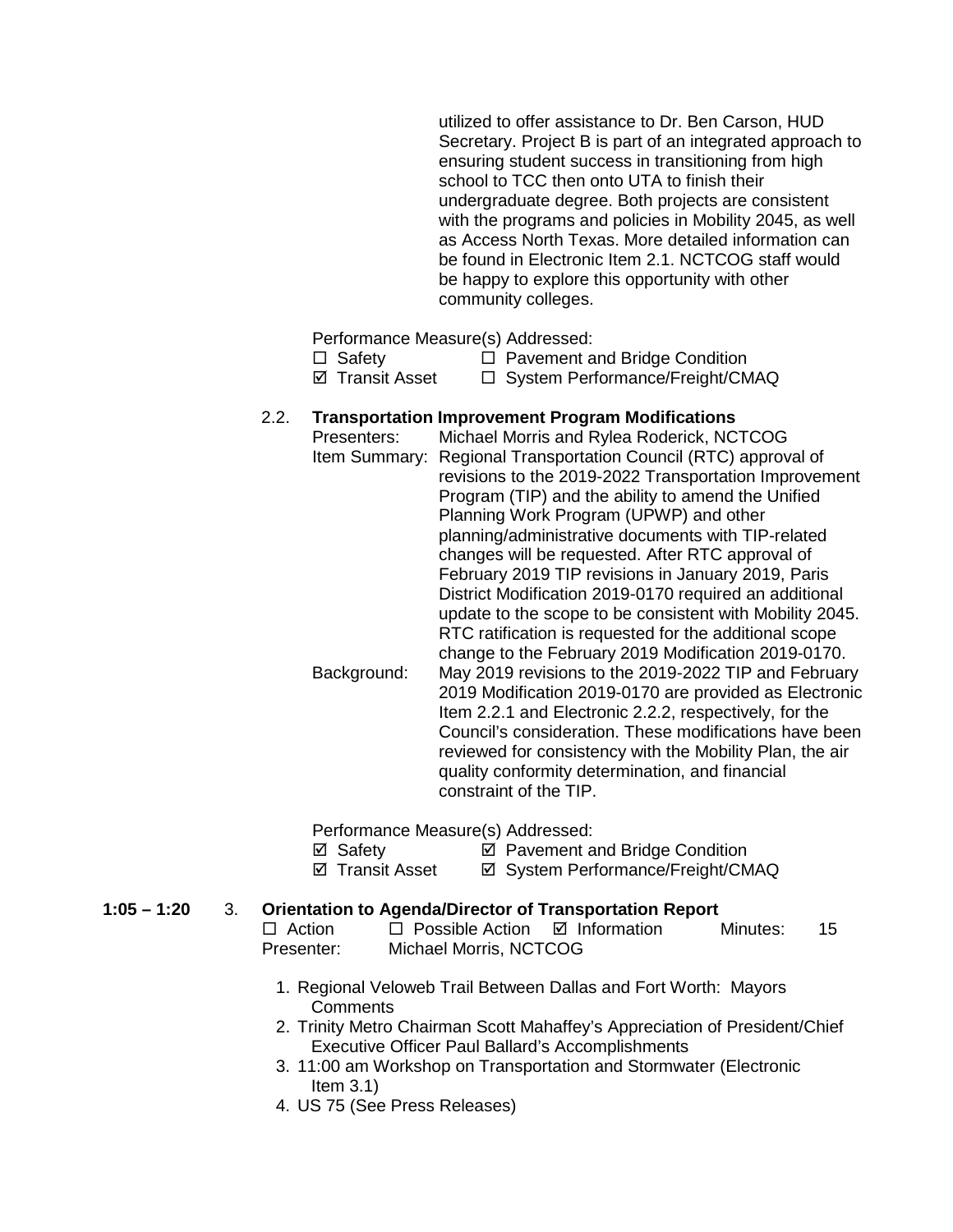utilized to offer assistance to Dr. Ben Carson, HUD Secretary. Project B is part of an integrated approach to ensuring student success in transitioning from high school to TCC then onto UTA to finish their undergraduate degree. Both projects are consistent with the programs and policies in Mobility 2045, as well as Access North Texas. More detailed information can be found in Electronic Item 2.1. NCTCOG staff would be happy to explore this opportunity with other community colleges.

Performance Measure(s) Addressed:

☐ Safety ☐ Pavement and Bridge Condition
☑ Transit Asset ☐ System Performance/Freight/CMAQ

2.2. **Transportation Improvement Program Modifications**

Presenters: Michael Morris and Rylea Roderick, NCTCOG

Item Summary: Regional Transportation Council (RTC) approval of revisions to the 2019-2022 Transportation Improvement Program (TIP) and the ability to amend the Unified Planning Work Program (UPWP) and other planning/administrative documents with TIP-related changes will be requested. After RTC approval of February 2019 TIP revisions in January 2019, Paris District Modification 2019-0170 required an additional update to the scope to be consistent with Mobility 2045. RTC ratification is requested for the additional scope change to the February 2019 Modification 2019-0170.

Background: May 2019 revisions to the 2019-2022 TIP and February 2019 Modification 2019-0170 are provided as Electronic Item 2.2.1 and Electronic 2.2.2, respectively, for the Council's consideration. These modifications have been reviewed for consistency with the Mobility Plan, the air quality conformity determination, and financial constraint of the TIP.

Performance Measure(s) Addressed:

☑ Safety ☑ Pavement and Bridge Condition
☑ Transit Asset ☑ System Performance/Freight/CMAQ

**1:05 – 1:20** 3. **Orientation to Agenda/Director of Transportation Report**

☐ Action ☐ Possible Action ☑ Information Minutes: 15

Presenter: Michael Morris, NCTCOG

1. Regional Veloweb Trail Between Dallas and Fort Worth: Mayors Comments
2. Trinity Metro Chairman Scott Mahaffey's Appreciation of President/Chief Executive Officer Paul Ballard's Accomplishments
3. 11:00 am Workshop on Transportation and Stormwater (Electronic Item 3.1)
4. US 75 (See Press Releases)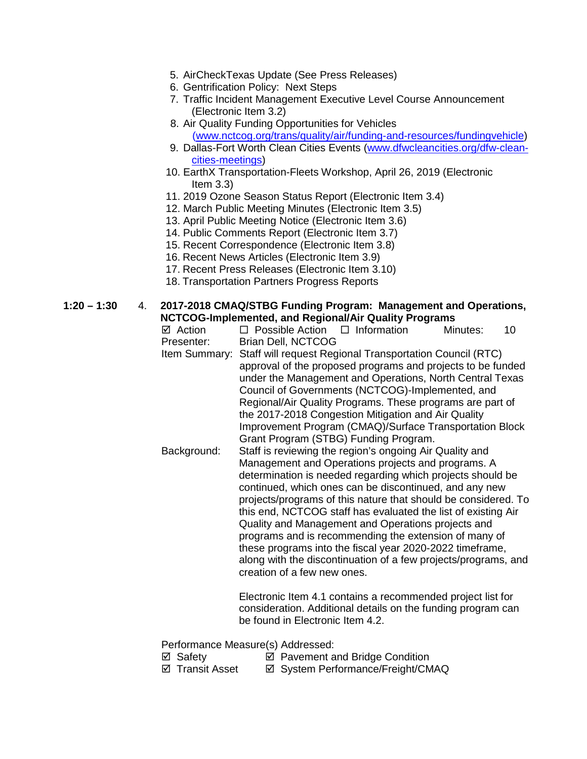5. AirCheckTexas Update (See Press Releases)
6. Gentrification Policy: Next Steps
7. Traffic Incident Management Executive Level Course Announcement (Electronic Item 3.2)
8. Air Quality Funding Opportunities for Vehicles (www.nctcog.org/trans/quality/air/funding-and-resources/fundingvehicle)
9. Dallas-Fort Worth Clean Cities Events (www.dfwcleancities.org/dfw-clean-cities-meetings)
10. EarthX Transportation-Fleets Workshop, April 26, 2019 (Electronic Item 3.3)
11. 2019 Ozone Season Status Report (Electronic Item 3.4)
12. March Public Meeting Minutes (Electronic Item 3.5)
13. April Public Meeting Notice (Electronic Item 3.6)
14. Public Comments Report (Electronic Item 3.7)
15. Recent Correspondence (Electronic Item 3.8)
16. Recent News Articles (Electronic Item 3.9)
17. Recent Press Releases (Electronic Item 3.10)
18. Transportation Partners Progress Reports

**1:20 – 1:30** 4. **2017-2018 CMAQ/STBG Funding Program: Management and Operations, NCTCOG-Implemented, and Regional/Air Quality Programs**

☑ Action ☐ Possible Action ☐ Information Minutes: 10

Presenter: Brian Dell, NCTCOG

Item Summary: Staff will request Regional Transportation Council (RTC) approval of the proposed programs and projects to be funded under the Management and Operations, North Central Texas Council of Governments (NCTCOG)-Implemented, and Regional/Air Quality Programs. These programs are part of the 2017-2018 Congestion Mitigation and Air Quality Improvement Program (CMAQ)/Surface Transportation Block Grant Program (STBG) Funding Program.

Background: Staff is reviewing the region's ongoing Air Quality and Management and Operations projects and programs. A determination is needed regarding which projects should be continued, which ones can be discontinued, and any new projects/programs of this nature that should be considered. To this end, NCTCOG staff has evaluated the list of existing Air Quality and Management and Operations projects and programs and is recommending the extension of many of these programs into the fiscal year 2020-2022 timeframe, along with the discontinuation of a few projects/programs, and creation of a few new ones.

Electronic Item 4.1 contains a recommended project list for consideration. Additional details on the funding program can be found in Electronic Item 4.2.

Performance Measure(s) Addressed:

☑ Safety ☑ Pavement and Bridge Condition

☑ Transit Asset ☑ System Performance/Freight/CMAQ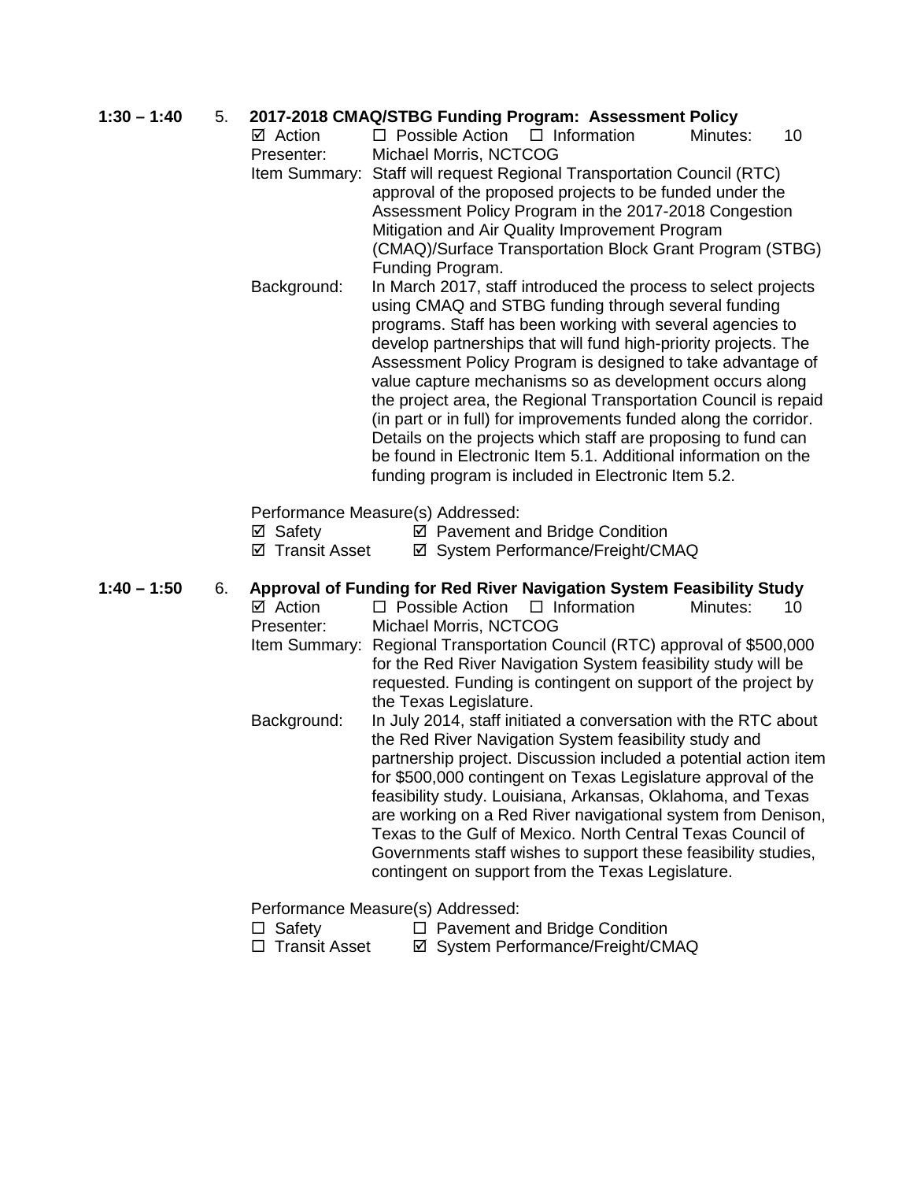**1:30 – 1:40** 5. **2017-2018 CMAQ/STBG Funding Program: Assessment Policy**

☑ Action ☐ Possible Action ☐ Information Minutes: 10

Presenter: Michael Morris, NCTCOG

Item Summary: Staff will request Regional Transportation Council (RTC) approval of the proposed projects to be funded under the Assessment Policy Program in the 2017-2018 Congestion Mitigation and Air Quality Improvement Program (CMAQ)/Surface Transportation Block Grant Program (STBG) Funding Program.

Background: In March 2017, staff introduced the process to select projects using CMAQ and STBG funding through several funding programs. Staff has been working with several agencies to develop partnerships that will fund high-priority projects. The Assessment Policy Program is designed to take advantage of value capture mechanisms so as development occurs along the project area, the Regional Transportation Council is repaid (in part or in full) for improvements funded along the corridor. Details on the projects which staff are proposing to fund can be found in Electronic Item 5.1. Additional information on the funding program is included in Electronic Item 5.2.

Performance Measure(s) Addressed:

☑ Safety ☑ Pavement and Bridge Condition
☑ Transit Asset ☑ System Performance/Freight/CMAQ

**1:40 – 1:50** 6. **Approval of Funding for Red River Navigation System Feasibility Study**

☑ Action ☐ Possible Action ☐ Information Minutes: 10

Presenter: Michael Morris, NCTCOG

Item Summary: Regional Transportation Council (RTC) approval of $500,000 for the Red River Navigation System feasibility study will be requested. Funding is contingent on support of the project by the Texas Legislature.

Background: In July 2014, staff initiated a conversation with the RTC about the Red River Navigation System feasibility study and partnership project. Discussion included a potential action item for $500,000 contingent on Texas Legislature approval of the feasibility study. Louisiana, Arkansas, Oklahoma, and Texas are working on a Red River navigational system from Denison, Texas to the Gulf of Mexico. North Central Texas Council of Governments staff wishes to support these feasibility studies, contingent on support from the Texas Legislature.

Performance Measure(s) Addressed:

☐ Safety ☐ Pavement and Bridge Condition
☐ Transit Asset ☑ System Performance/Freight/CMAQ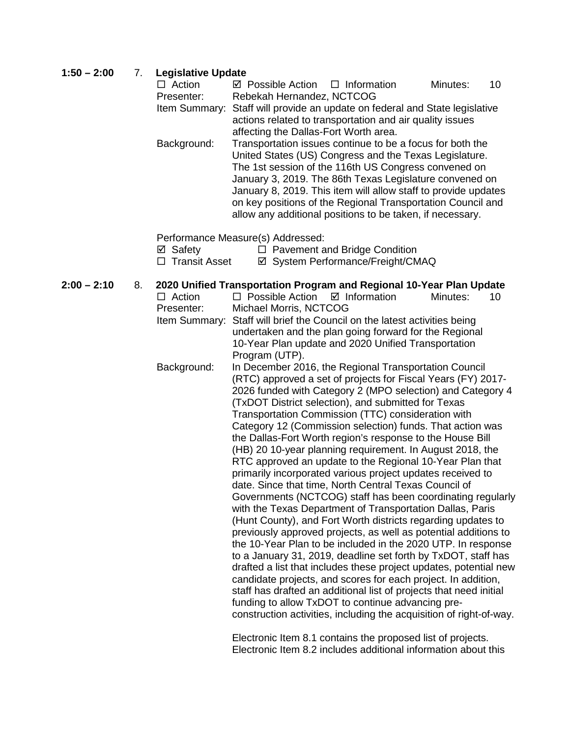**1:50 – 2:00** 7. **Legislative Update**

☐ Action ☑ Possible Action ☐ Information Minutes: 10

Presenter: Rebekah Hernandez, NCTCOG

Item Summary: Staff will provide an update on federal and State legislative actions related to transportation and air quality issues affecting the Dallas-Fort Worth area.

Background: Transportation issues continue to be a focus for both the United States (US) Congress and the Texas Legislature. The 1st session of the 116th US Congress convened on January 3, 2019. The 86th Texas Legislature convened on January 8, 2019. This item will allow staff to provide updates on key positions of the Regional Transportation Council and allow any additional positions to be taken, if necessary.

Performance Measure(s) Addressed:

☑ Safety ☐ Pavement and Bridge Condition

☐ Transit Asset ☑ System Performance/Freight/CMAQ

**2:00 – 2:10** 8. **2020 Unified Transportation Program and Regional 10-Year Plan Update**

☐ Action ☐ Possible Action ☑ Information Minutes: 10

Presenter: Michael Morris, NCTCOG

Item Summary: Staff will brief the Council on the latest activities being undertaken and the plan going forward for the Regional 10-Year Plan update and 2020 Unified Transportation Program (UTP).

Background: In December 2016, the Regional Transportation Council (RTC) approved a set of projects for Fiscal Years (FY) 2017-2026 funded with Category 2 (MPO selection) and Category 4 (TxDOT District selection), and submitted for Texas Transportation Commission (TTC) consideration with Category 12 (Commission selection) funds. That action was the Dallas-Fort Worth region's response to the House Bill (HB) 20 10-year planning requirement. In August 2018, the RTC approved an update to the Regional 10-Year Plan that primarily incorporated various project updates received to date. Since that time, North Central Texas Council of Governments (NCTCOG) staff has been coordinating regularly with the Texas Department of Transportation Dallas, Paris (Hunt County), and Fort Worth districts regarding updates to previously approved projects, as well as potential additions to the 10-Year Plan to be included in the 2020 UTP. In response to a January 31, 2019, deadline set forth by TxDOT, staff has drafted a list that includes these project updates, potential new candidate projects, and scores for each project. In addition, staff has drafted an additional list of projects that need initial funding to allow TxDOT to continue advancing pre-construction activities, including the acquisition of right-of-way.

Electronic Item 8.1 contains the proposed list of projects. Electronic Item 8.2 includes additional information about this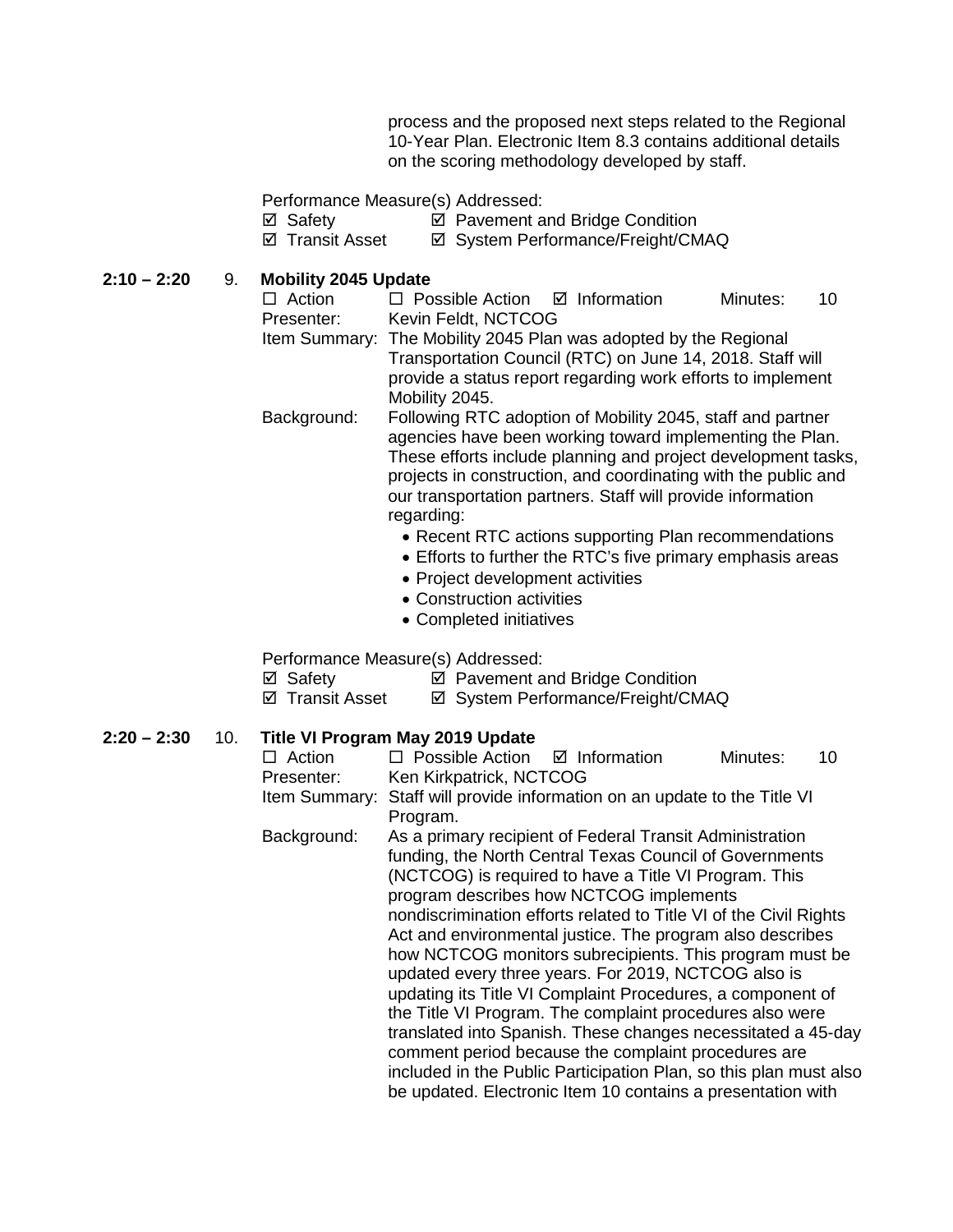process and the proposed next steps related to the Regional 10-Year Plan. Electronic Item 8.3 contains additional details on the scoring methodology developed by staff.

Performance Measure(s) Addressed:
☑ Safety ☑ Pavement and Bridge Condition
☑ Transit Asset ☑ System Performance/Freight/CMAQ

**2:10 – 2:20** 9. **Mobility 2045 Update**

☐ Action ☐ Possible Action ☑ Information Minutes: 10

Presenter: Kevin Feldt, NCTCOG

Item Summary: The Mobility 2045 Plan was adopted by the Regional Transportation Council (RTC) on June 14, 2018. Staff will provide a status report regarding work efforts to implement Mobility 2045.

Background: Following RTC adoption of Mobility 2045, staff and partner agencies have been working toward implementing the Plan. These efforts include planning and project development tasks, projects in construction, and coordinating with the public and our transportation partners. Staff will provide information regarding:

- Recent RTC actions supporting Plan recommendations
- Efforts to further the RTC's five primary emphasis areas
- Project development activities
- Construction activities
- Completed initiatives

Performance Measure(s) Addressed:
☑ Safety ☑ Pavement and Bridge Condition
☑ Transit Asset ☑ System Performance/Freight/CMAQ

**2:20 – 2:30** 10. **Title VI Program May 2019 Update**

☐ Action ☐ Possible Action ☑ Information Minutes: 10

Presenter: Ken Kirkpatrick, NCTCOG

Item Summary: Staff will provide information on an update to the Title VI Program.

Background: As a primary recipient of Federal Transit Administration funding, the North Central Texas Council of Governments (NCTCOG) is required to have a Title VI Program. This program describes how NCTCOG implements nondiscrimination efforts related to Title VI of the Civil Rights Act and environmental justice. The program also describes how NCTCOG monitors subrecipients. This program must be updated every three years. For 2019, NCTCOG also is updating its Title VI Complaint Procedures, a component of the Title VI Program. The complaint procedures also were translated into Spanish. These changes necessitated a 45-day comment period because the complaint procedures are included in the Public Participation Plan, so this plan must also be updated. Electronic Item 10 contains a presentation with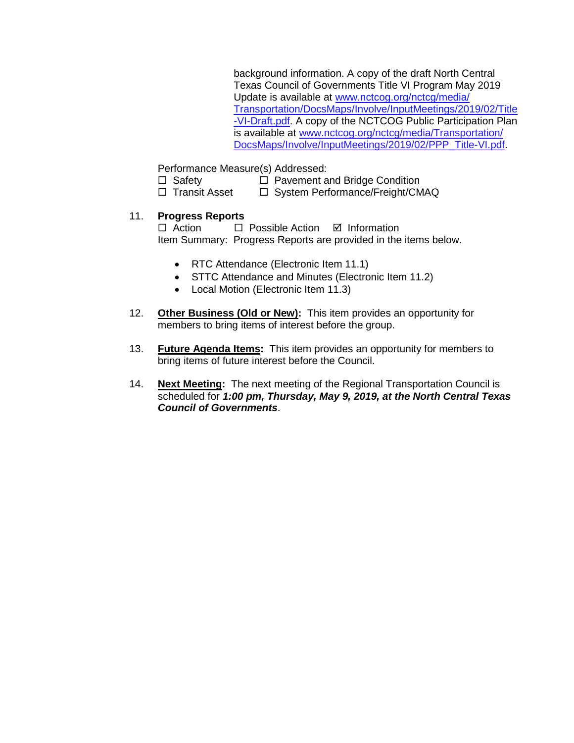background information. A copy of the draft North Central Texas Council of Governments Title VI Program May 2019 Update is available at [www.nctcog.org/nctcog/media/Transportation/DocsMaps/Involve/InputMeetings/2019/02/Title-VI-Draft.pdf](www.nctcog.org/nctcog/media/Transportation/DocsMaps/Involve/InputMeetings/2019/02/Title-VI-Draft.pdf). A copy of the NCTCOG Public Participation Plan is available at [www.nctcog.org/nctcog/media/Transportation/DocsMaps/Involve/InputMeetings/2019/02/PPP_Title-VI.pdf](www.nctcog.org/nctcog/media/Transportation/DocsMaps/Involve/InputMeetings/2019/02/PPP_Title-VI.pdf).

Performance Measure(s) Addressed:
☐ Safety ☐ Pavement and Bridge Condition
☐ Transit Asset ☐ System Performance/Freight/CMAQ

11. **Progress Reports**
☐ Action ☐ Possible Action ☑ Information
Item Summary: Progress Reports are provided in the items below.

- RTC Attendance (Electronic Item 11.1)
- STTC Attendance and Minutes (Electronic Item 11.2)
- Local Motion (Electronic Item 11.3)

12. **Other Business (Old or New):** This item provides an opportunity for members to bring items of interest before the group.

13. **Future Agenda Items:** This item provides an opportunity for members to bring items of future interest before the Council.

14. **Next Meeting:** The next meeting of the Regional Transportation Council is scheduled for ***1:00 pm, Thursday, May 9, 2019, at the North Central Texas Council of Governments***.